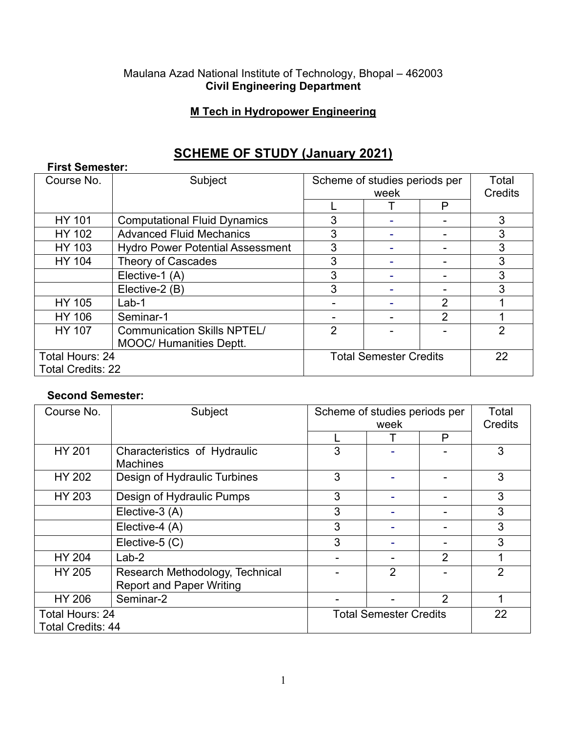Maulana Azad National Institute of Technology, Bhopal – 462003

**Civil Engineering Department**

**M Tech in Hydropower Engineering**

# SCHEME OF STUDY (January 2021)

**First Semester:**

| Course No. | Subject | Scheme of studies periods per week | | | Total Credits |
|---|---|---|---|---|---|
| | | L | T | P | |
| HY 101 | Computational Fluid Dynamics | 3 | - | - | 3 |
| HY 102 | Advanced Fluid Mechanics | 3 | - | - | 3 |
| HY 103 | Hydro Power Potential Assessment | 3 | - | - | 3 |
| HY 104 | Theory of Cascades | 3 | - | - | 3 |
| | Elective-1 (A) | 3 | - | - | 3 |
| | Elective-2 (B) | 3 | - | - | 3 |
| HY 105 | Lab-1 | - | - | 2 | 1 |
| HY 106 | Seminar-1 | - | - | 2 | 1 |
| HY 107 | Communication Skills NPTEL/ MOOC/ Humanities Deptt. | 2 | - | - | 2 |
| Total Hours: 24<br>Total Credits: 22 | | Total Semester Credits | | | 22 |

**Second Semester:**

| Course No. | Subject | Scheme of studies periods per week | | | Total Credits |
|---|---|---|---|---|---|
| | | L | T | P | |
| HY 201 | Characteristics of Hydraulic Machines | 3 | - | - | 3 |
| HY 202 | Design of Hydraulic Turbines | 3 | - | - | 3 |
| HY 203 | Design of Hydraulic Pumps | 3 | - | - | 3 |
| | Elective-3 (A) | 3 | - | - | 3 |
| | Elective-4 (A) | 3 | - | - | 3 |
| | Elective-5 (C) | 3 | - | - | 3 |
| HY 204 | Lab-2 | - | - | 2 | 1 |
| HY 205 | Research Methodology, Technical Report and Paper Writing | - | 2 | - | 2 |
| HY 206 | Seminar-2 | - | - | 2 | 1 |
| Total Hours: 24<br>Total Credits: 44 | | Total Semester Credits | | | 22 |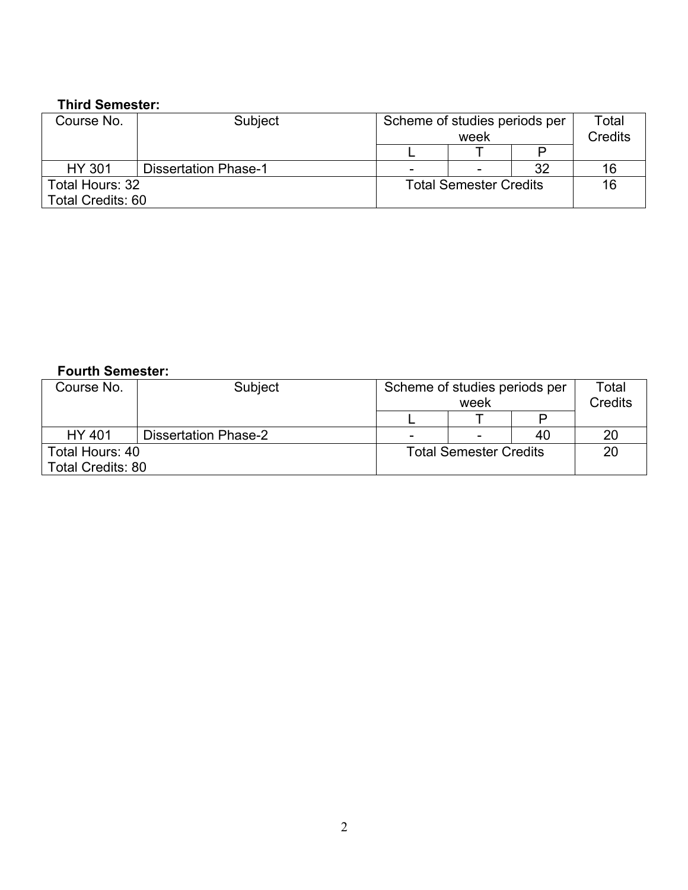**Third Semester:**

| Course No. | Subject | Scheme of studies periods per week | | | Total Credits |
|---|---|---|---|---|---|
| | | L | T | P | |
| HY 301 | Dissertation Phase-1 | - | - | 32 | 16 |
| Total Hours: 32<br>Total Credits: 60 | | Total Semester Credits | | | 16 |

**Fourth Semester:**

| Course No. | Subject | Scheme of studies periods per week | | | Total Credits |
|---|---|---|---|---|---|
| | | L | T | P | |
| HY 401 | Dissertation Phase-2 | - | - | 40 | 20 |
| Total Hours: 40<br>Total Credits: 80 | | Total Semester Credits | | | 20 |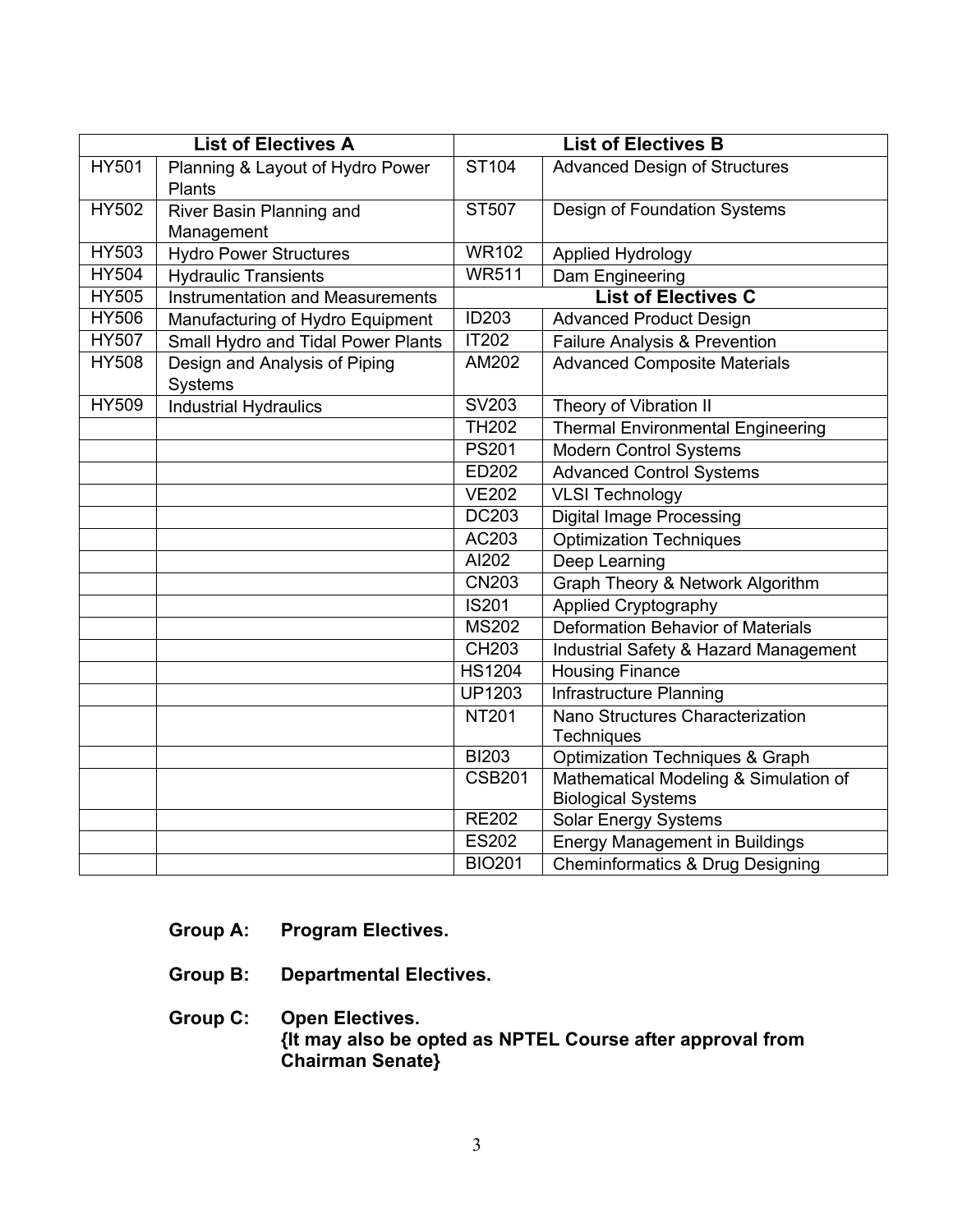| List of Electives A | | List of Electives B | |
|---|---|---|---|
| HY501 | Planning & Layout of Hydro Power Plants | ST104 | Advanced Design of Structures |
| HY502 | River Basin Planning and Management | ST507 | Design of Foundation Systems |
| HY503 | Hydro Power Structures | WR102 | Applied Hydrology |
| HY504 | Hydraulic Transients | WR511 | Dam Engineering |
| HY505 | Instrumentation and Measurements | **List of Electives C** | |
| HY506 | Manufacturing of Hydro Equipment | ID203 | Advanced Product Design |
| HY507 | Small Hydro and Tidal Power Plants | IT202 | Failure Analysis & Prevention |
| HY508 | Design and Analysis of Piping Systems | AM202 | Advanced Composite Materials |
| HY509 | Industrial Hydraulics | SV203 | Theory of Vibration II |
| | | TH202 | Thermal Environmental Engineering |
| | | PS201 | Modern Control Systems |
| | | ED202 | Advanced Control Systems |
| | | VE202 | VLSI Technology |
| | | DC203 | Digital Image Processing |
| | | AC203 | Optimization Techniques |
| | | AI202 | Deep Learning |
| | | CN203 | Graph Theory & Network Algorithm |
| | | IS201 | Applied Cryptography |
| | | MS202 | Deformation Behavior of Materials |
| | | CH203 | Industrial Safety & Hazard Management |
| | | HS1204 | Housing Finance |
| | | UP1203 | Infrastructure Planning |
| | | NT201 | Nano Structures Characterization Techniques |
| | | BI203 | Optimization Techniques & Graph |
| | | CSB201 | Mathematical Modeling & Simulation of Biological Systems |
| | | RE202 | Solar Energy Systems |
| | | ES202 | Energy Management in Buildings |
| | | BIO201 | Cheminformatics & Drug Designing |

**Group A: Program Electives.**

**Group B: Departmental Electives.**

**Group C: Open Electives.**
**{It may also be opted as NPTEL Course after approval from Chairman Senate}**